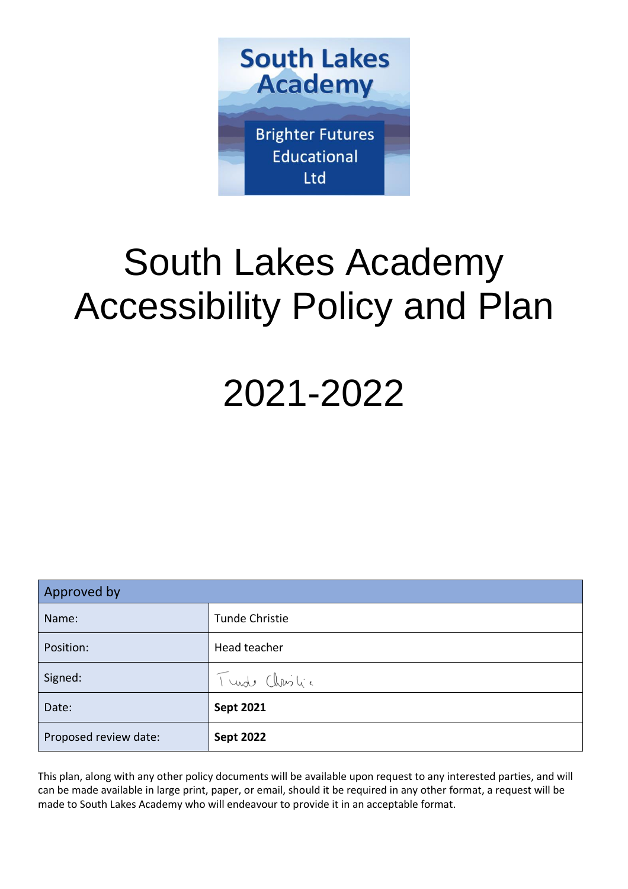South Lakes Academy

Brighter Futures Educational Ltd

# South Lakes Academy Accessibility Policy and Plan

# 2021-2022

| Approved by | |
|---|---|
| Name: | Tunde Christie |
| Position: | Head teacher |
| Signed: | Tunde Christie |
| Date: | **Sept 2021** |
| Proposed review date: | **Sept 2022** |

This plan, along with any other policy documents will be available upon request to any interested parties, and will can be made available in large print, paper, or email, should it be required in any other format, a request will be made to South Lakes Academy who will endeavour to provide it in an acceptable format.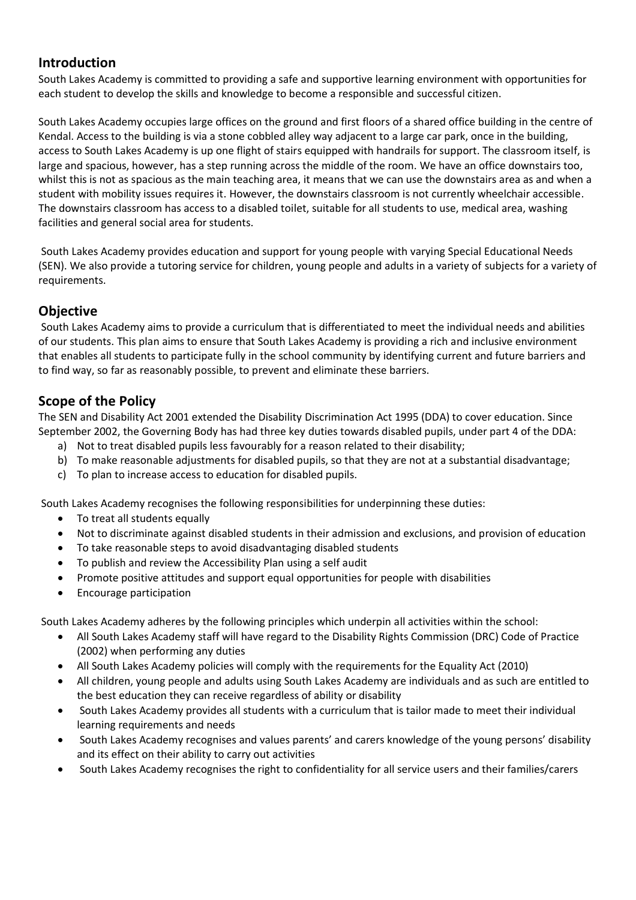## Introduction

South Lakes Academy is committed to providing a safe and supportive learning environment with opportunities for each student to develop the skills and knowledge to become a responsible and successful citizen.

South Lakes Academy occupies large offices on the ground and first floors of a shared office building in the centre of Kendal. Access to the building is via a stone cobbled alley way adjacent to a large car park, once in the building, access to South Lakes Academy is up one flight of stairs equipped with handrails for support. The classroom itself, is large and spacious, however, has a step running across the middle of the room. We have an office downstairs too, whilst this is not as spacious as the main teaching area, it means that we can use the downstairs area as and when a student with mobility issues requires it. However, the downstairs classroom is not currently wheelchair accessible. The downstairs classroom has access to a disabled toilet, suitable for all students to use, medical area, washing facilities and general social area for students.

South Lakes Academy provides education and support for young people with varying Special Educational Needs (SEN). We also provide a tutoring service for children, young people and adults in a variety of subjects for a variety of requirements.

## Objective

South Lakes Academy aims to provide a curriculum that is differentiated to meet the individual needs and abilities of our students. This plan aims to ensure that South Lakes Academy is providing a rich and inclusive environment that enables all students to participate fully in the school community by identifying current and future barriers and to find way, so far as reasonably possible, to prevent and eliminate these barriers.

## Scope of the Policy

The SEN and Disability Act 2001 extended the Disability Discrimination Act 1995 (DDA) to cover education. Since September 2002, the Governing Body has had three key duties towards disabled pupils, under part 4 of the DDA:

a) Not to treat disabled pupils less favourably for a reason related to their disability;
b) To make reasonable adjustments for disabled pupils, so that they are not at a substantial disadvantage;
c) To plan to increase access to education for disabled pupils.

South Lakes Academy recognises the following responsibilities for underpinning these duties:

- To treat all students equally
- Not to discriminate against disabled students in their admission and exclusions, and provision of education
- To take reasonable steps to avoid disadvantaging disabled students
- To publish and review the Accessibility Plan using a self audit
- Promote positive attitudes and support equal opportunities for people with disabilities
- Encourage participation

South Lakes Academy adheres by the following principles which underpin all activities within the school:

- All South Lakes Academy staff will have regard to the Disability Rights Commission (DRC) Code of Practice (2002) when performing any duties
- All South Lakes Academy policies will comply with the requirements for the Equality Act (2010)
- All children, young people and adults using South Lakes Academy are individuals and as such are entitled to the best education they can receive regardless of ability or disability
- South Lakes Academy provides all students with a curriculum that is tailor made to meet their individual learning requirements and needs
- South Lakes Academy recognises and values parents' and carers knowledge of the young persons' disability and its effect on their ability to carry out activities
- South Lakes Academy recognises the right to confidentiality for all service users and their families/carers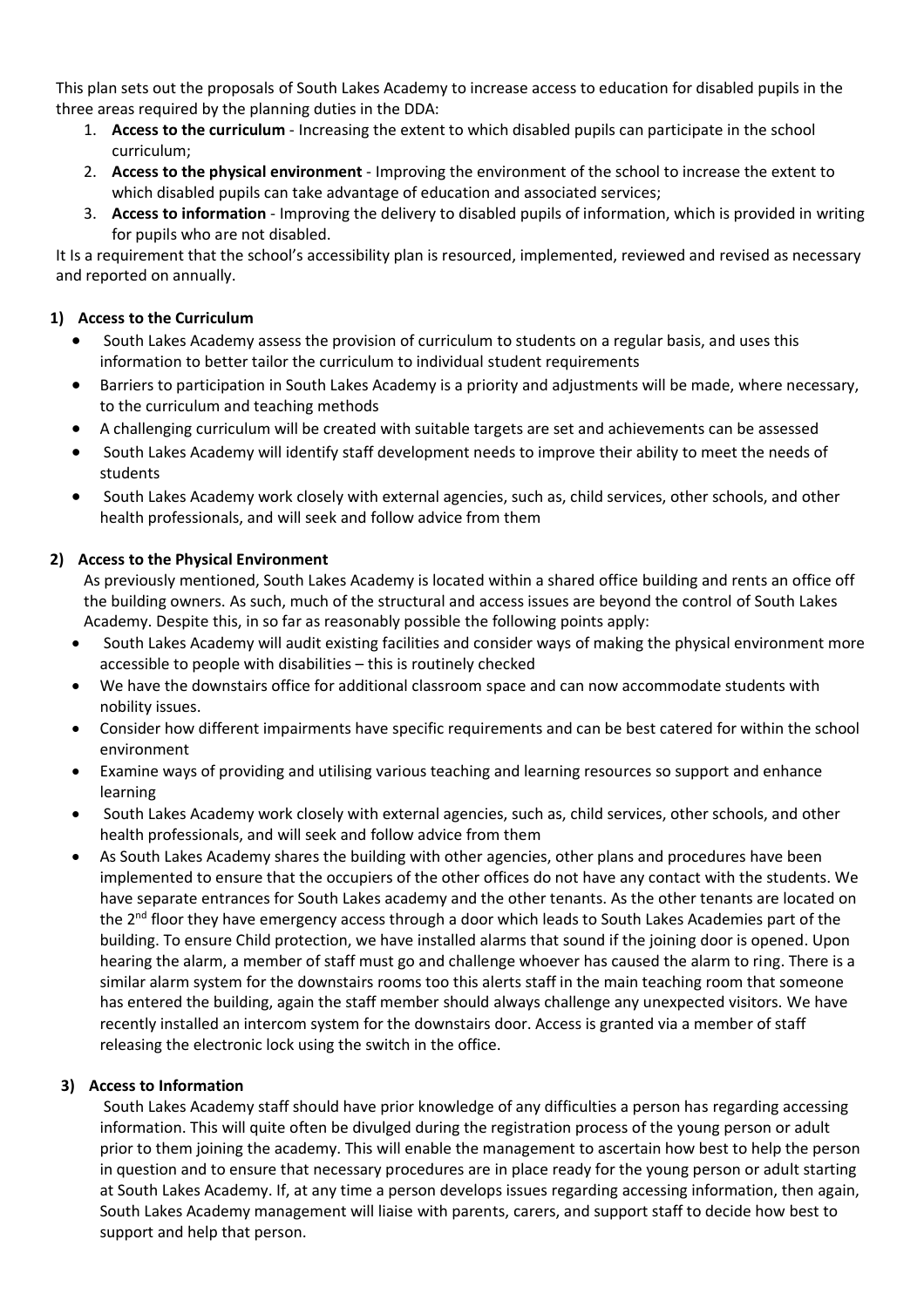This plan sets out the proposals of South Lakes Academy to increase access to education for disabled pupils in the three areas required by the planning duties in the DDA:

1. **Access to the curriculum** - Increasing the extent to which disabled pupils can participate in the school curriculum;
2. **Access to the physical environment** - Improving the environment of the school to increase the extent to which disabled pupils can take advantage of education and associated services;
3. **Access to information** - Improving the delivery to disabled pupils of information, which is provided in writing for pupils who are not disabled.

It Is a requirement that the school's accessibility plan is resourced, implemented, reviewed and revised as necessary and reported on annually.

## 1) Access to the Curriculum

- South Lakes Academy assess the provision of curriculum to students on a regular basis, and uses this information to better tailor the curriculum to individual student requirements
- Barriers to participation in South Lakes Academy is a priority and adjustments will be made, where necessary, to the curriculum and teaching methods
- A challenging curriculum will be created with suitable targets are set and achievements can be assessed
- South Lakes Academy will identify staff development needs to improve their ability to meet the needs of students
- South Lakes Academy work closely with external agencies, such as, child services, other schools, and other health professionals, and will seek and follow advice from them

## 2) Access to the Physical Environment

As previously mentioned, South Lakes Academy is located within a shared office building and rents an office off the building owners. As such, much of the structural and access issues are beyond the control of South Lakes Academy. Despite this, in so far as reasonably possible the following points apply:

- South Lakes Academy will audit existing facilities and consider ways of making the physical environment more accessible to people with disabilities – this is routinely checked
- We have the downstairs office for additional classroom space and can now accommodate students with nobility issues.
- Consider how different impairments have specific requirements and can be best catered for within the school environment
- Examine ways of providing and utilising various teaching and learning resources so support and enhance learning
- South Lakes Academy work closely with external agencies, such as, child services, other schools, and other health professionals, and will seek and follow advice from them
- As South Lakes Academy shares the building with other agencies, other plans and procedures have been implemented to ensure that the occupiers of the other offices do not have any contact with the students. We have separate entrances for South Lakes academy and the other tenants. As the other tenants are located on the 2nd floor they have emergency access through a door which leads to South Lakes Academies part of the building. To ensure Child protection, we have installed alarms that sound if the joining door is opened. Upon hearing the alarm, a member of staff must go and challenge whoever has caused the alarm to ring. There is a similar alarm system for the downstairs rooms too this alerts staff in the main teaching room that someone has entered the building, again the staff member should always challenge any unexpected visitors. We have recently installed an intercom system for the downstairs door. Access is granted via a member of staff releasing the electronic lock using the switch in the office.

## 3) Access to Information

South Lakes Academy staff should have prior knowledge of any difficulties a person has regarding accessing information. This will quite often be divulged during the registration process of the young person or adult prior to them joining the academy. This will enable the management to ascertain how best to help the person in question and to ensure that necessary procedures are in place ready for the young person or adult starting at South Lakes Academy. If, at any time a person develops issues regarding accessing information, then again, South Lakes Academy management will liaise with parents, carers, and support staff to decide how best to support and help that person.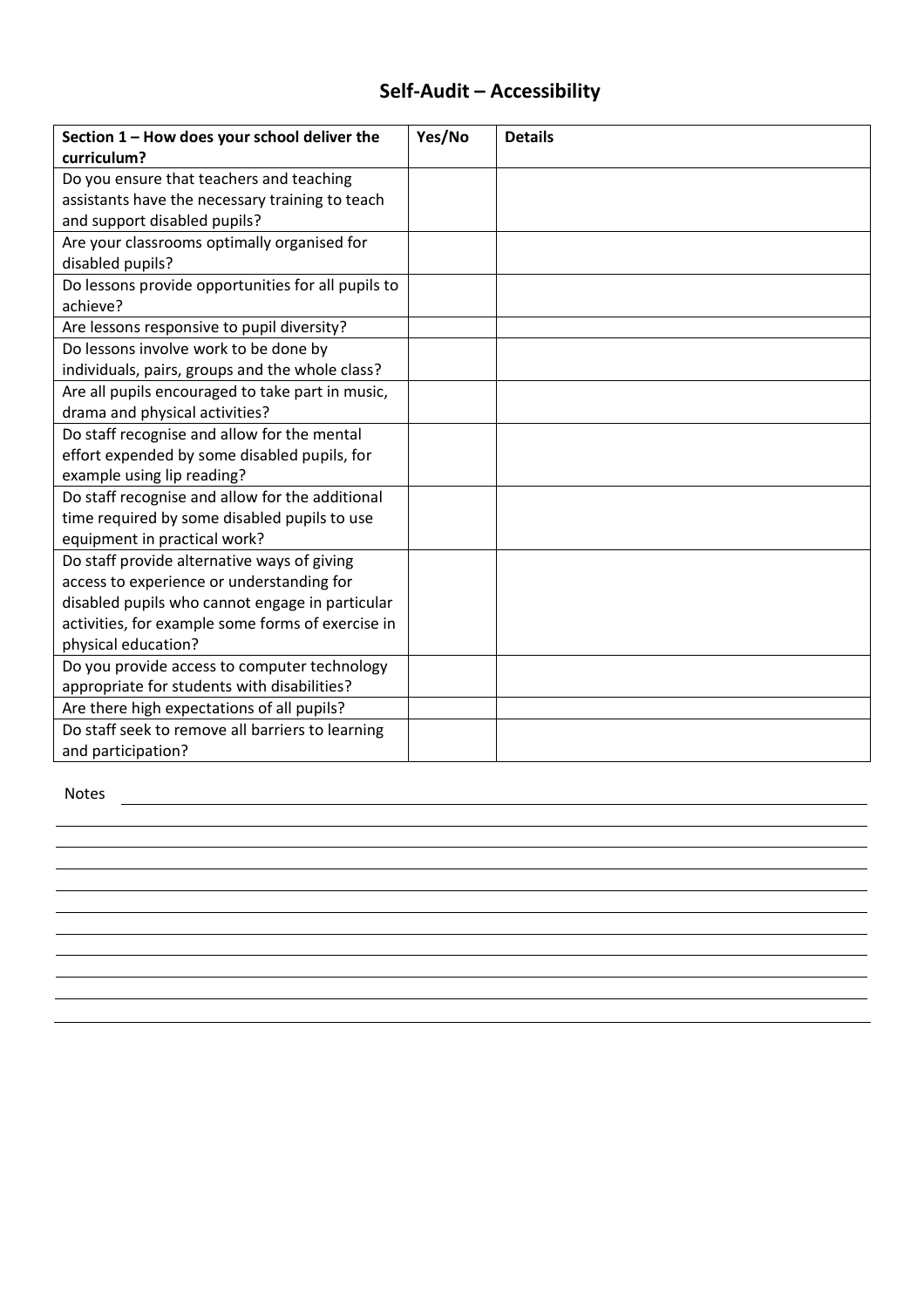# Self-Audit – Accessibility

| Section 1 – How does your school deliver the curriculum? | Yes/No | Details |
| --- | --- | --- |
| Do you ensure that teachers and teaching assistants have the necessary training to teach and support disabled pupils? | | |
| Are your classrooms optimally organised for disabled pupils? | | |
| Do lessons provide opportunities for all pupils to achieve? | | |
| Are lessons responsive to pupil diversity? | | |
| Do lessons involve work to be done by individuals, pairs, groups and the whole class? | | |
| Are all pupils encouraged to take part in music, drama and physical activities? | | |
| Do staff recognise and allow for the mental effort expended by some disabled pupils, for example using lip reading? | | |
| Do staff recognise and allow for the additional time required by some disabled pupils to use equipment in practical work? | | |
| Do staff provide alternative ways of giving access to experience or understanding for disabled pupils who cannot engage in particular activities, for example some forms of exercise in physical education? | | |
| Do you provide access to computer technology appropriate for students with disabilities? | | |
| Are there high expectations of all pupils? | | |
| Do staff seek to remove all barriers to learning and participation? | | |

Notes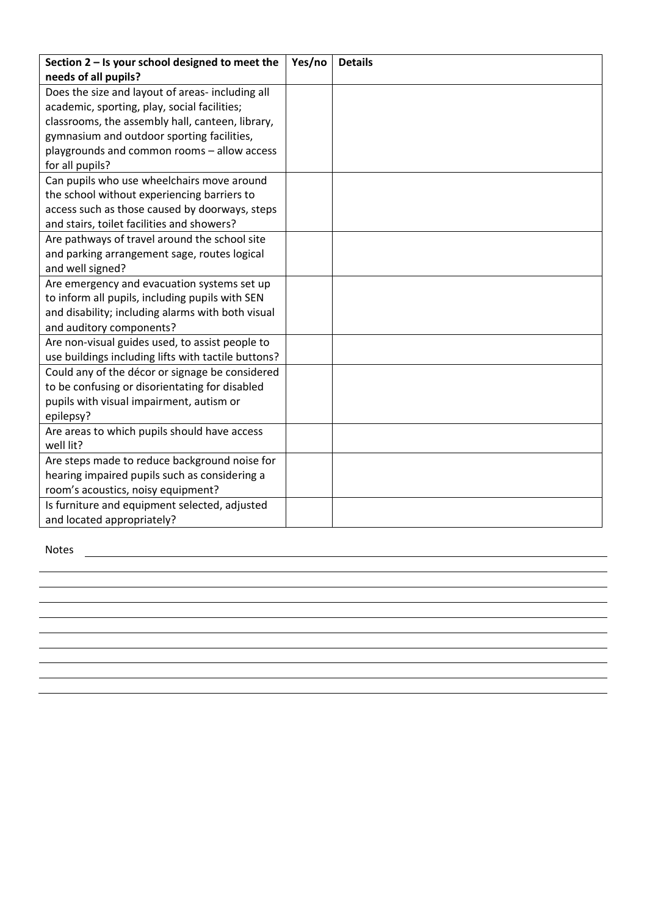| Section 2 – Is your school designed to meet the needs of all pupils? | Yes/no | Details |
|---|---|---|
| Does the size and layout of areas- including all academic, sporting, play, social facilities; classrooms, the assembly hall, canteen, library, gymnasium and outdoor sporting facilities, playgrounds and common rooms – allow access for all pupils? | | |
| Can pupils who use wheelchairs move around the school without experiencing barriers to access such as those caused by doorways, steps and stairs, toilet facilities and showers? | | |
| Are pathways of travel around the school site and parking arrangement sage, routes logical and well signed? | | |
| Are emergency and evacuation systems set up to inform all pupils, including pupils with SEN and disability; including alarms with both visual and auditory components? | | |
| Are non-visual guides used, to assist people to use buildings including lifts with tactile buttons? | | |
| Could any of the décor or signage be considered to be confusing or disorientating for disabled pupils with visual impairment, autism or epilepsy? | | |
| Are areas to which pupils should have access well lit? | | |
| Are steps made to reduce background noise for hearing impaired pupils such as considering a room's acoustics, noisy equipment? | | |
| Is furniture and equipment selected, adjusted and located appropriately? | | |

Notes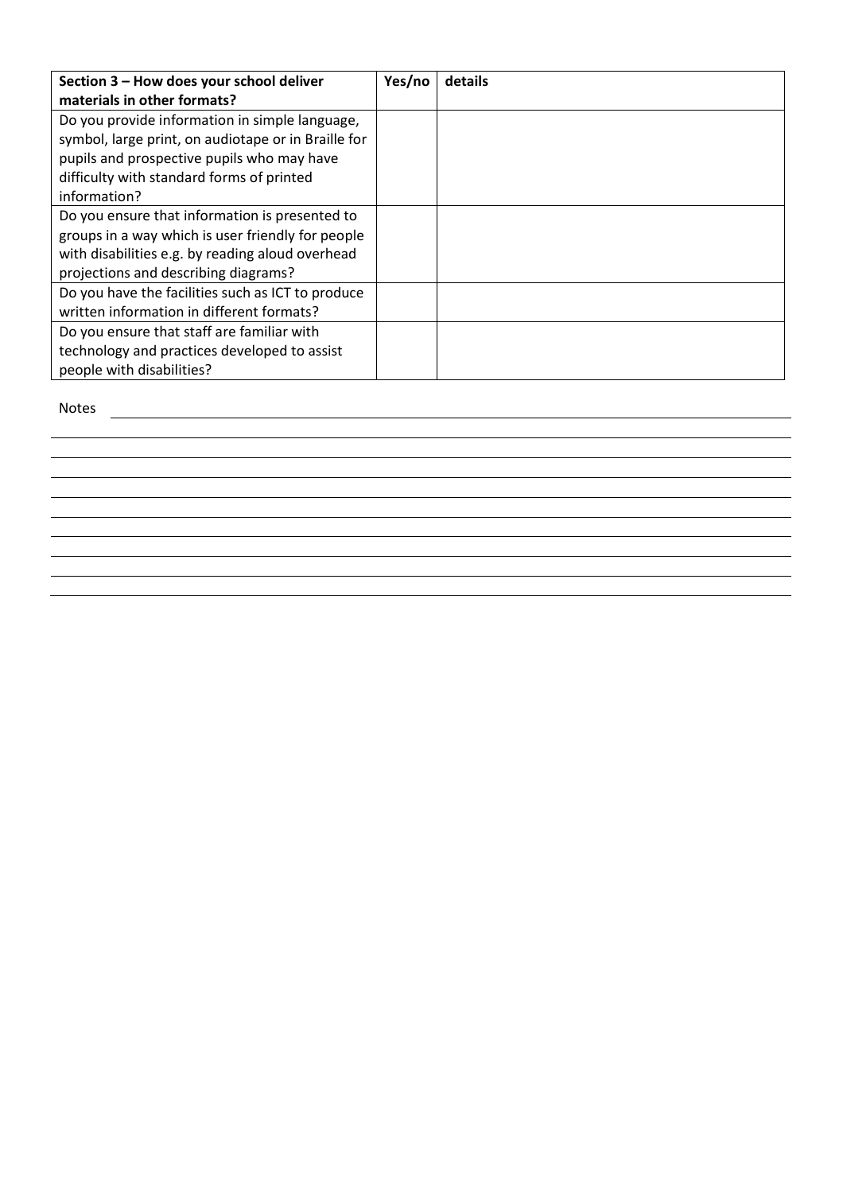| Section 3 – How does your school deliver materials in other formats? | Yes/no | details |
|---|---|---|
| Do you provide information in simple language, symbol, large print, on audiotape or in Braille for pupils and prospective pupils who may have difficulty with standard forms of printed information? | | |
| Do you ensure that information is presented to groups in a way which is user friendly for people with disabilities e.g. by reading aloud overhead projections and describing diagrams? | | |
| Do you have the facilities such as ICT to produce written information in different formats? | | |
| Do you ensure that staff are familiar with technology and practices developed to assist people with disabilities? | | |

Notes